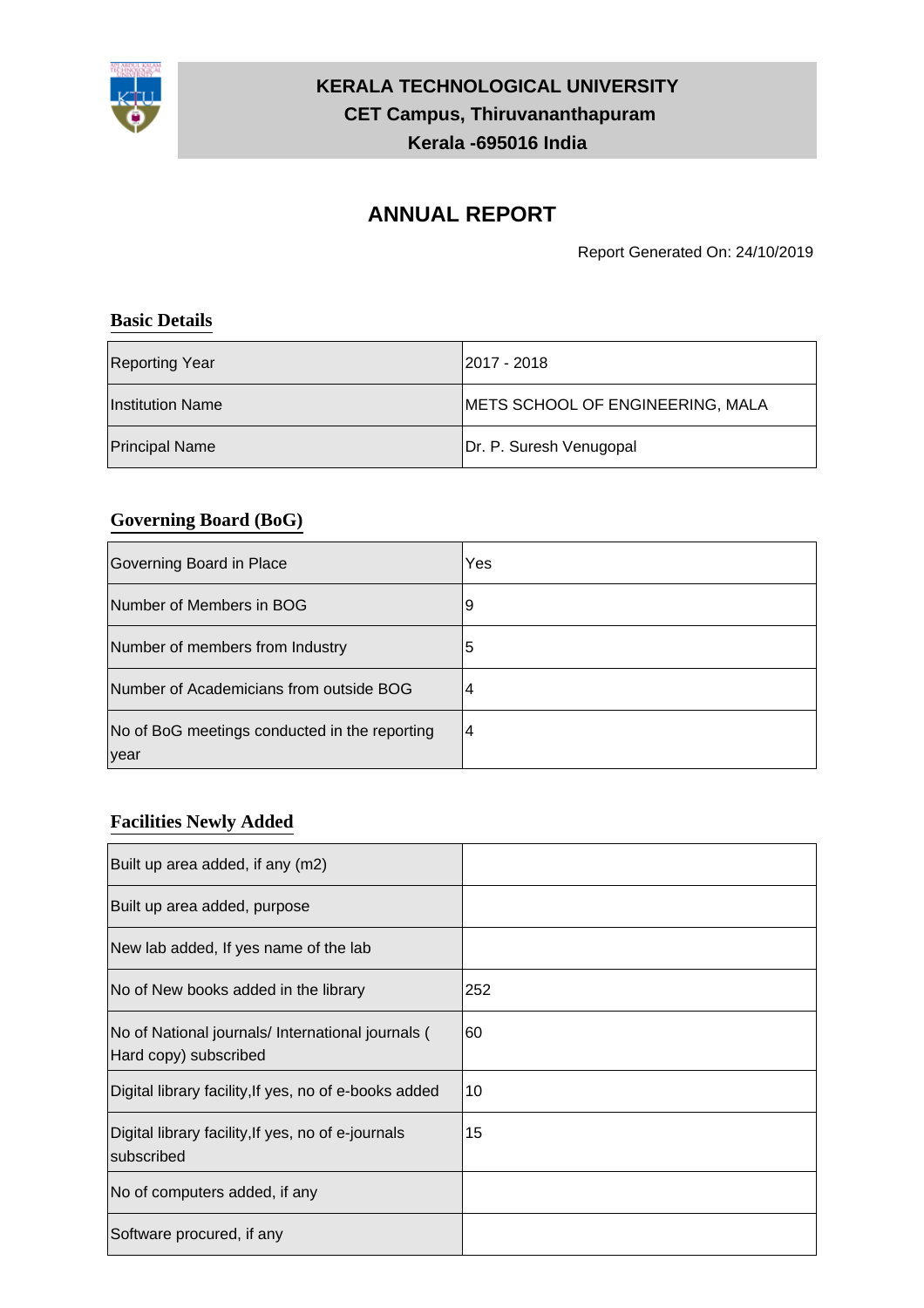**KERALA TECHNOLOGICAL UNIVERSITY**
**CET Campus, Thiruvananthapuram**
**Kerala -695016 India**

# ANNUAL REPORT

Report Generated On: 24/10/2019

## Basic Details

| | |
|---|---|
| Reporting Year | 2017 - 2018 |
| Institution Name | METS SCHOOL OF ENGINEERING, MALA |
| Principal Name | Dr. P. Suresh Venugopal |

## Governing Board (BoG)

| | |
|---|---|
| Governing Board in Place | Yes |
| Number of Members in BOG | 9 |
| Number of members from Industry | 5 |
| Number of Academicians from outside BOG | 4 |
| No of BoG meetings conducted in the reporting year | 4 |

## Facilities Newly Added

| | |
|---|---|
| Built up area added, if any (m2) | |
| Built up area added, purpose | |
| New lab added, If yes name of the lab | |
| No of New books added in the library | 252 |
| No of National journals/ International journals ( Hard copy) subscribed | 60 |
| Digital library facility,If yes, no of e-books added | 10 |
| Digital library facility,If yes, no of e-journals subscribed | 15 |
| No of computers added, if any | |
| Software procured, if any | |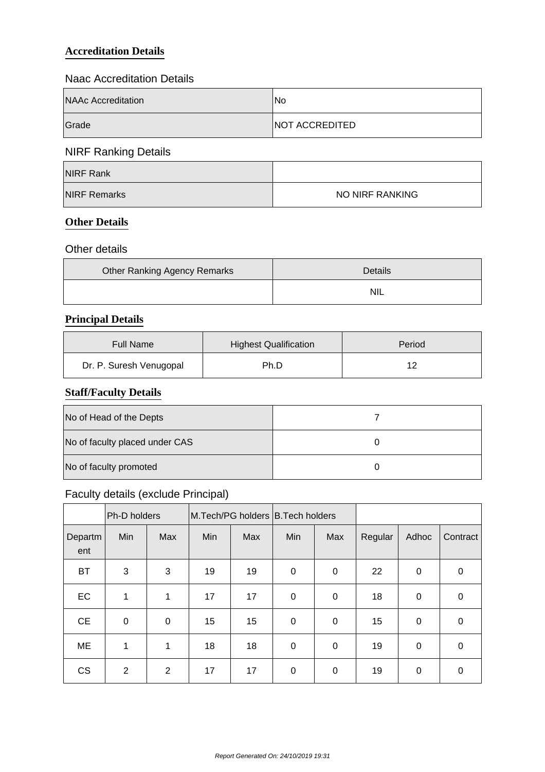## Accreditation Details

### Naac Accreditation Details

| NAAc Accreditation | No |
|---|---|
| Grade | NOT ACCREDITED |

### NIRF Ranking Details

| NIRF Rank | |
|---|---|
| NIRF Remarks | NO NIRF RANKING |

## Other Details

### Other details

| Other Ranking Agency Remarks | Details |
|---|---|
| | NIL |

## Principal Details

| Full Name | Highest Qualification | Period |
|---|---|---|
| Dr. P. Suresh Venugopal | Ph.D | 12 |

## Staff/Faculty Details

| No of Head of the Depts | 7 |
|---|---|
| No of faculty placed under CAS | 0 |
| No of faculty promoted | 0 |

### Faculty details (exclude Principal)

| | Ph-D holders | | M.Tech/PG holders | | B.Tech holders | | | | |
|---|---|---|---|---|---|---|---|---|---|
| Department | Min | Max | Min | Max | Min | Max | Regular | Adhoc | Contract |
| BT | 3 | 3 | 19 | 19 | 0 | 0 | 22 | 0 | 0 |
| EC | 1 | 1 | 17 | 17 | 0 | 0 | 18 | 0 | 0 |
| CE | 0 | 0 | 15 | 15 | 0 | 0 | 15 | 0 | 0 |
| ME | 1 | 1 | 18 | 18 | 0 | 0 | 19 | 0 | 0 |
| CS | 2 | 2 | 17 | 17 | 0 | 0 | 19 | 0 | 0 |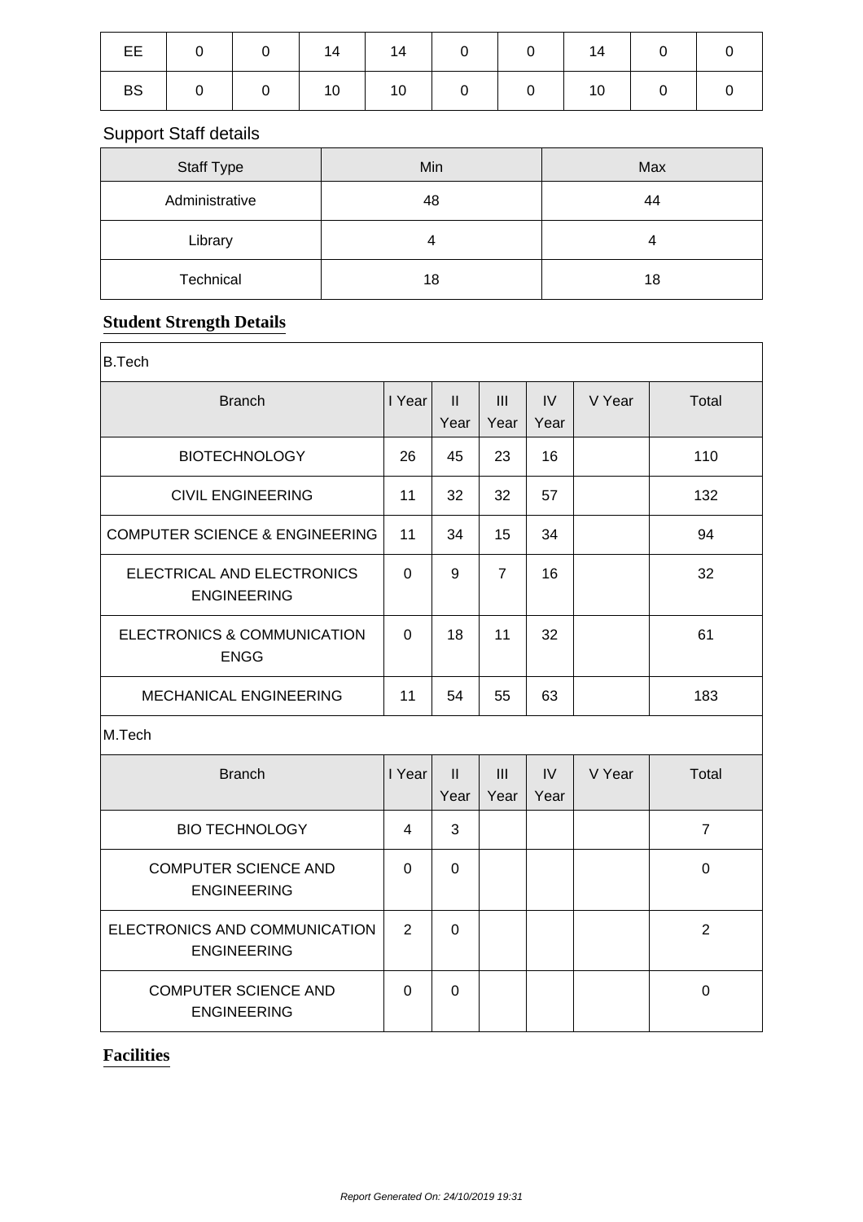| EE | 0 | 0 | 14 | 14 | 0 | 0 | 14 | 0 | 0 |
|---|---|---|---|---|---|---|---|---|---|
| BS | 0 | 0 | 10 | 10 | 0 | 0 | 10 | 0 | 0 |

## Support Staff details

| Staff Type | Min | Max |
|---|---|---|
| Administrative | 48 | 44 |
| Library | 4 | 4 |
| Technical | 18 | 18 |

## Student Strength Details

B.Tech

| Branch | I Year | II Year | III Year | IV Year | V Year | Total |
|---|---|---|---|---|---|---|
| BIOTECHNOLOGY | 26 | 45 | 23 | 16 | | 110 |
| CIVIL ENGINEERING | 11 | 32 | 32 | 57 | | 132 |
| COMPUTER SCIENCE & ENGINEERING | 11 | 34 | 15 | 34 | | 94 |
| ELECTRICAL AND ELECTRONICS ENGINEERING | 0 | 9 | 7 | 16 | | 32 |
| ELECTRONICS & COMMUNICATION ENGG | 0 | 18 | 11 | 32 | | 61 |
| MECHANICAL ENGINEERING | 11 | 54 | 55 | 63 | | 183 |

M.Tech

| Branch | I Year | II Year | III Year | IV Year | V Year | Total |
|---|---|---|---|---|---|---|
| BIO TECHNOLOGY | 4 | 3 | | | | 7 |
| COMPUTER SCIENCE AND ENGINEERING | 0 | 0 | | | | 0 |
| ELECTRONICS AND COMMUNICATION ENGINEERING | 2 | 0 | | | | 2 |
| COMPUTER SCIENCE AND ENGINEERING | 0 | 0 | | | | 0 |

## Facilities

Report Generated On: 24/10/2019 19:31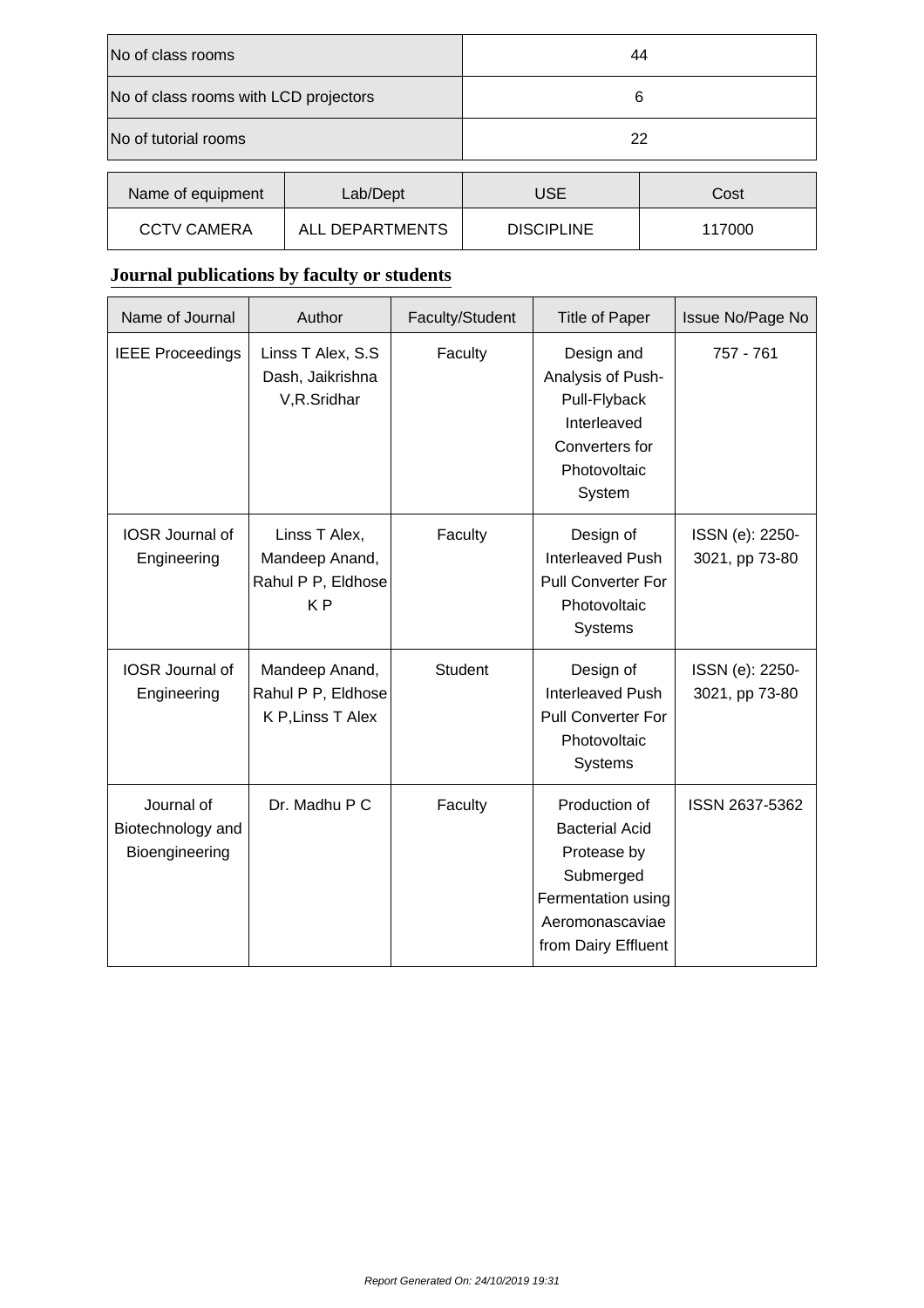| No of class rooms | 44 |
| --- | --- |
| No of class rooms with LCD projectors | 6 |
| No of tutorial rooms | 22 |

| Name of equipment | Lab/Dept | USE | Cost |
| --- | --- | --- | --- |
| CCTV CAMERA | ALL DEPARTMENTS | DISCIPLINE | 117000 |

## Journal publications by faculty or students

| Name of Journal | Author | Faculty/Student | Title of Paper | Issue No/Page No |
| --- | --- | --- | --- | --- |
| IEEE Proceedings | Linss T Alex, S.S Dash, Jaikrishna V,R.Sridhar | Faculty | Design and Analysis of Push-Pull-Flyback Interleaved Converters for Photovoltaic System | 757 - 761 |
| IOSR Journal of Engineering | Linss T Alex, Mandeep Anand, Rahul P P, Eldhose K P | Faculty | Design of Interleaved Push Pull Converter For Photovoltaic Systems | ISSN (e): 2250-3021, pp 73-80 |
| IOSR Journal of Engineering | Mandeep Anand, Rahul P P, Eldhose K P,Linss T Alex | Student | Design of Interleaved Push Pull Converter For Photovoltaic Systems | ISSN (e): 2250-3021, pp 73-80 |
| Journal of Biotechnology and Bioengineering | Dr. Madhu P C | Faculty | Production of Bacterial Acid Protease by Submerged Fermentation using Aeromonascaviae from Dairy Effluent | ISSN 2637-5362 |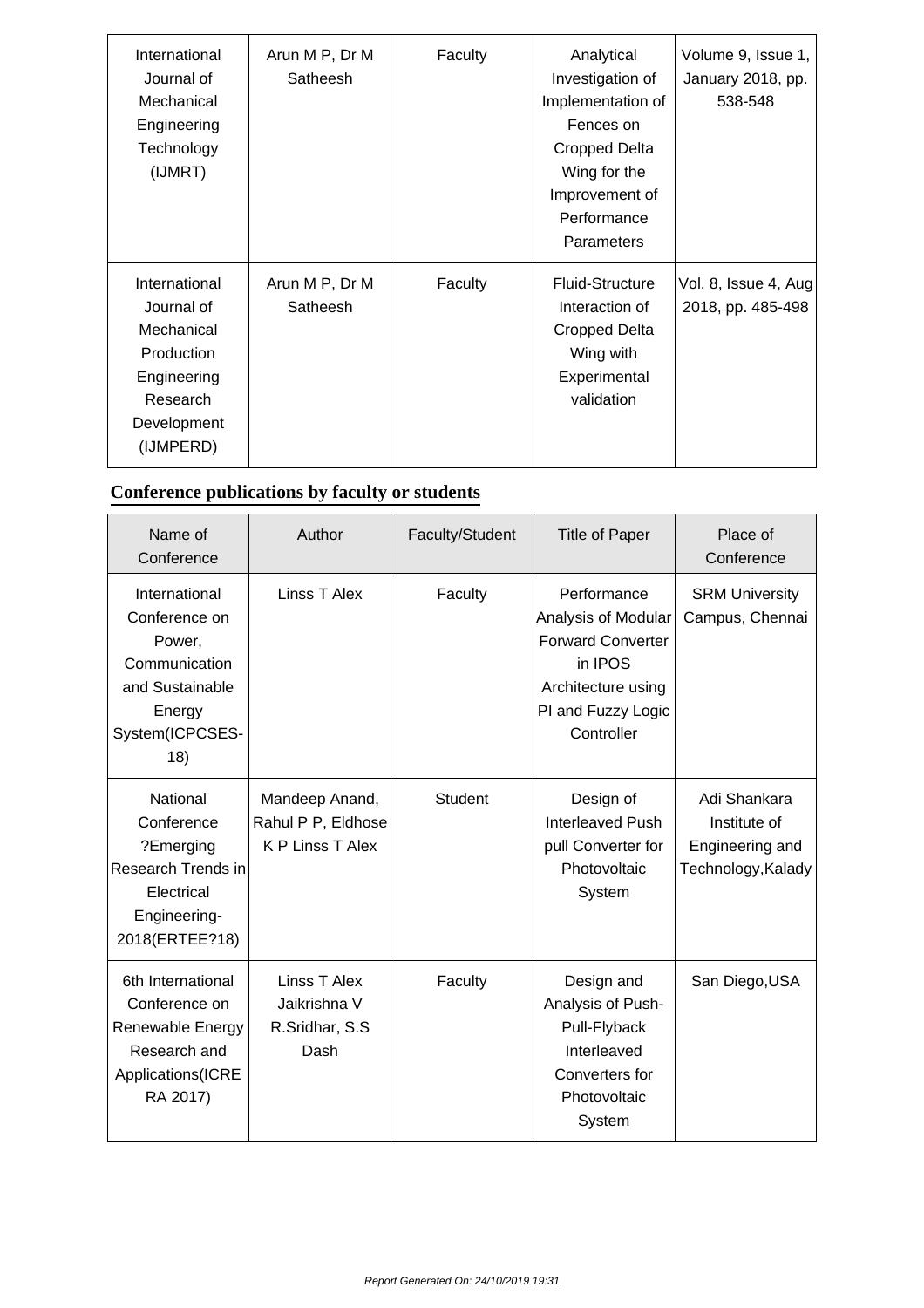| International Journal of Mechanical Engineering Technology (IJMRT) | Arun M P, Dr M Satheesh | Faculty | Analytical Investigation of Implementation of Fences on Cropped Delta Wing for the Improvement of Performance Parameters | Volume 9, Issue 1, January 2018, pp. 538-548 |
|---|---|---|---|---|
| International Journal of Mechanical Production Engineering Research Development (IJMPERD) | Arun M P, Dr M Satheesh | Faculty | Fluid-Structure Interaction of Cropped Delta Wing with Experimental validation | Vol. 8, Issue 4, Aug 2018, pp. 485-498 |

## Conference publications by faculty or students

| Name of Conference | Author | Faculty/Student | Title of Paper | Place of Conference |
|---|---|---|---|---|
| International Conference on Power, Communication and Sustainable Energy System(ICPCSES-18) | Linss T Alex | Faculty | Performance Analysis of Modular Forward Converter in IPOS Architecture using PI and Fuzzy Logic Controller | SRM University Campus, Chennai |
| National Conference ?Emerging Research Trends in Electrical Engineering-2018(ERTEE?18) | Mandeep Anand, Rahul P P, Eldhose K P Linss T Alex | Student | Design of Interleaved Push pull Converter for Photovoltaic System | Adi Shankara Institute of Engineering and Technology,Kalady |
| 6th International Conference on Renewable Energy Research and Applications(ICRE RA 2017) | Linss T Alex Jaikrishna V R.Sridhar, S.S Dash | Faculty | Design and Analysis of Push-Pull-Flyback Interleaved Converters for Photovoltaic System | San Diego,USA |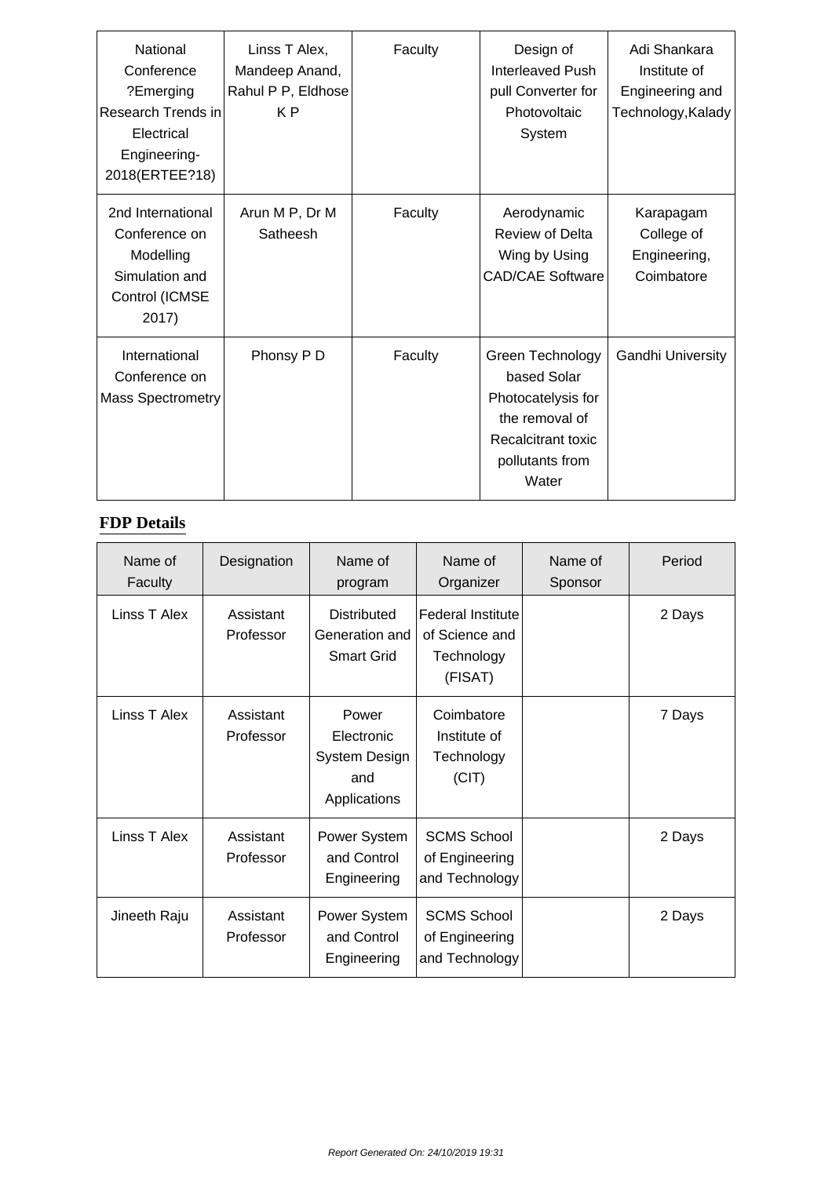| National Conference ?Emerging Research Trends in Electrical Engineering- 2018(ERTEE?18) | Linss T Alex, Mandeep Anand, Rahul P P, Eldhose K P | Faculty | Design of Interleaved Push pull Converter for Photovoltaic System | Adi Shankara Institute of Engineering and Technology,Kalady |
|---|---|---|---|---|
| 2nd International Conference on Modelling Simulation and Control (ICMSE 2017) | Arun M P, Dr M Satheesh | Faculty | Aerodynamic Review of Delta Wing by Using CAD/CAE Software | Karapagam College of Engineering, Coimbatore |
| International Conference on Mass Spectrometry | Phonsy P D | Faculty | Green Technology based Solar Photocatelysis for the removal of Recalcitrant toxic pollutants from Water | Gandhi University |

## FDP Details

| Name of Faculty | Designation | Name of program | Name of Organizer | Name of Sponsor | Period |
|---|---|---|---|---|---|
| Linss T Alex | Assistant Professor | Distributed Generation and Smart Grid | Federal Institute of Science and Technology (FISAT) | | 2 Days |
| Linss T Alex | Assistant Professor | Power Electronic System Design and Applications | Coimbatore Institute of Technology (CIT) | | 7 Days |
| Linss T Alex | Assistant Professor | Power System and Control Engineering | SCMS School of Engineering and Technology | | 2 Days |
| Jineeth Raju | Assistant Professor | Power System and Control Engineering | SCMS School of Engineering and Technology | | 2 Days |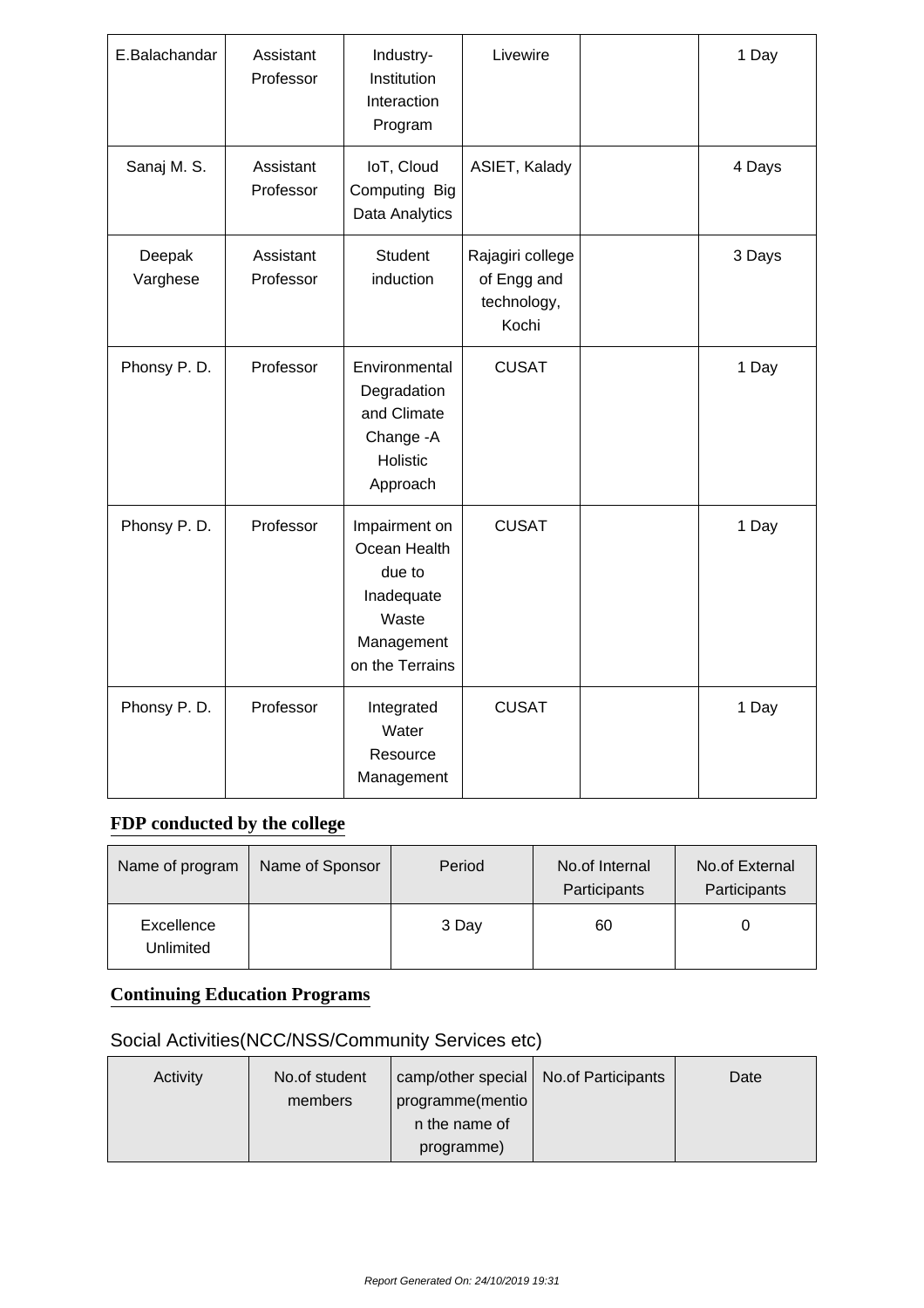| E.Balachandar | Assistant Professor | Industry-Institution Interaction Program | Livewire | | 1 Day |
|---|---|---|---|---|---|
| Sanaj M. S. | Assistant Professor | IoT, Cloud Computing Big Data Analytics | ASIET, Kalady | | 4 Days |
| Deepak Varghese | Assistant Professor | Student induction | Rajagiri college of Engg and technology, Kochi | | 3 Days |
| Phonsy P. D. | Professor | Environmental Degradation and Climate Change -A Holistic Approach | CUSAT | | 1 Day |
| Phonsy P. D. | Professor | Impairment on Ocean Health due to Inadequate Waste Management on the Terrains | CUSAT | | 1 Day |
| Phonsy P. D. | Professor | Integrated Water Resource Management | CUSAT | | 1 Day |

**FDP conducted by the college**

| Name of program | Name of Sponsor | Period | No.of Internal Participants | No.of External Participants |
|---|---|---|---|---|
| Excellence Unlimited | | 3 Day | 60 | 0 |

**Continuing Education Programs**

Social Activities(NCC/NSS/Community Services etc)

| Activity | No.of student members | camp/other special programme(mention the name of programme) | No.of Participants | Date |
|---|---|---|---|---|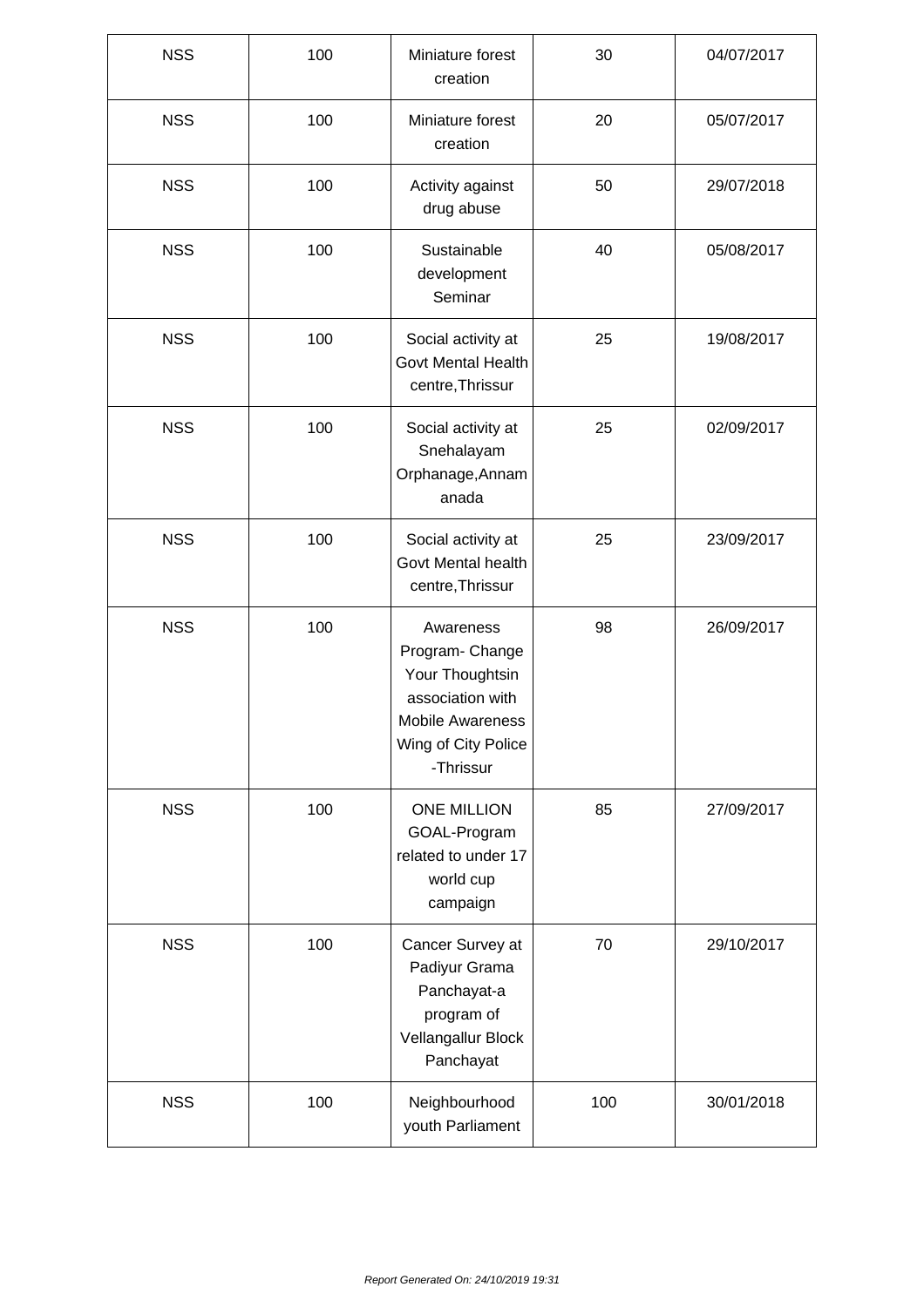| NSS | 100 | Miniature forest creation | 30 | 04/07/2017 |
|---|---|---|---|---|
| NSS | 100 | Miniature forest creation | 20 | 05/07/2017 |
| NSS | 100 | Activity against drug abuse | 50 | 29/07/2018 |
| NSS | 100 | Sustainable development Seminar | 40 | 05/08/2017 |
| NSS | 100 | Social activity at Govt Mental Health centre,Thrissur | 25 | 19/08/2017 |
| NSS | 100 | Social activity at Snehalayam Orphanage,Annamanada | 25 | 02/09/2017 |
| NSS | 100 | Social activity at Govt Mental health centre,Thrissur | 25 | 23/09/2017 |
| NSS | 100 | Awareness Program- Change Your Thoughtsin association with Mobile Awareness Wing of City Police -Thrissur | 98 | 26/09/2017 |
| NSS | 100 | ONE MILLION GOAL-Program related to under 17 world cup campaign | 85 | 27/09/2017 |
| NSS | 100 | Cancer Survey at Padiyur Grama Panchayat-a program of Vellangallur Block Panchayat | 70 | 29/10/2017 |
| NSS | 100 | Neighbourhood youth Parliament | 100 | 30/01/2018 |

*Report Generated On: 24/10/2019 19:31*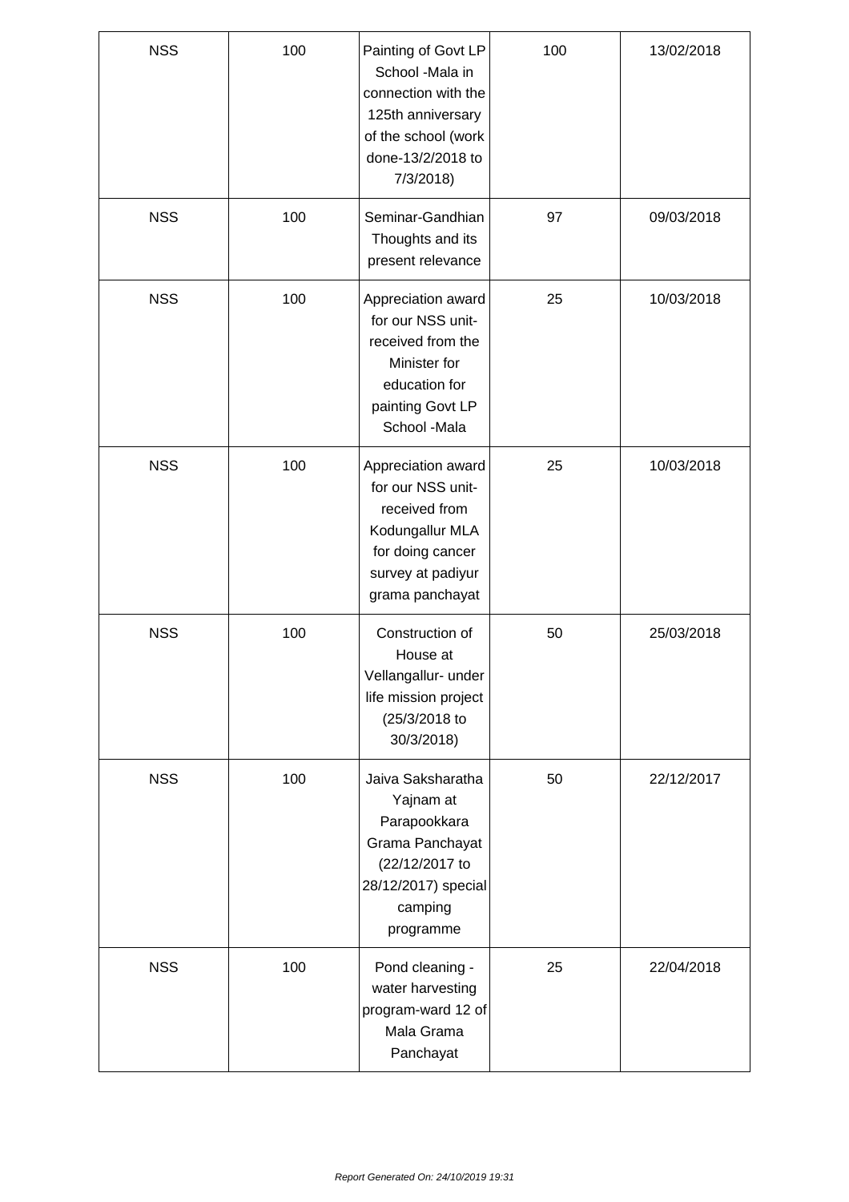| NSS | 100 | Painting of Govt LP School -Mala in connection with the 125th anniversary of the school (work done-13/2/2018 to 7/3/2018) | 100 | 13/02/2018 |
|---|---|---|---|---|
| NSS | 100 | Seminar-Gandhian Thoughts and its present relevance | 97 | 09/03/2018 |
| NSS | 100 | Appreciation award for our NSS unit-received from the Minister for education for painting Govt LP School -Mala | 25 | 10/03/2018 |
| NSS | 100 | Appreciation award for our NSS unit-received from Kodungallur MLA for doing cancer survey at padiyur grama panchayat | 25 | 10/03/2018 |
| NSS | 100 | Construction of House at Vellangallur- under life mission project (25/3/2018 to 30/3/2018) | 50 | 25/03/2018 |
| NSS | 100 | Jaiva Saksharatha Yajnam at Parapookkara Grama Panchayat (22/12/2017 to 28/12/2017) special camping programme | 50 | 22/12/2017 |
| NSS | 100 | Pond cleaning - water harvesting program-ward 12 of Mala Grama Panchayat | 25 | 22/04/2018 |

*Report Generated On: 24/10/2019 19:31*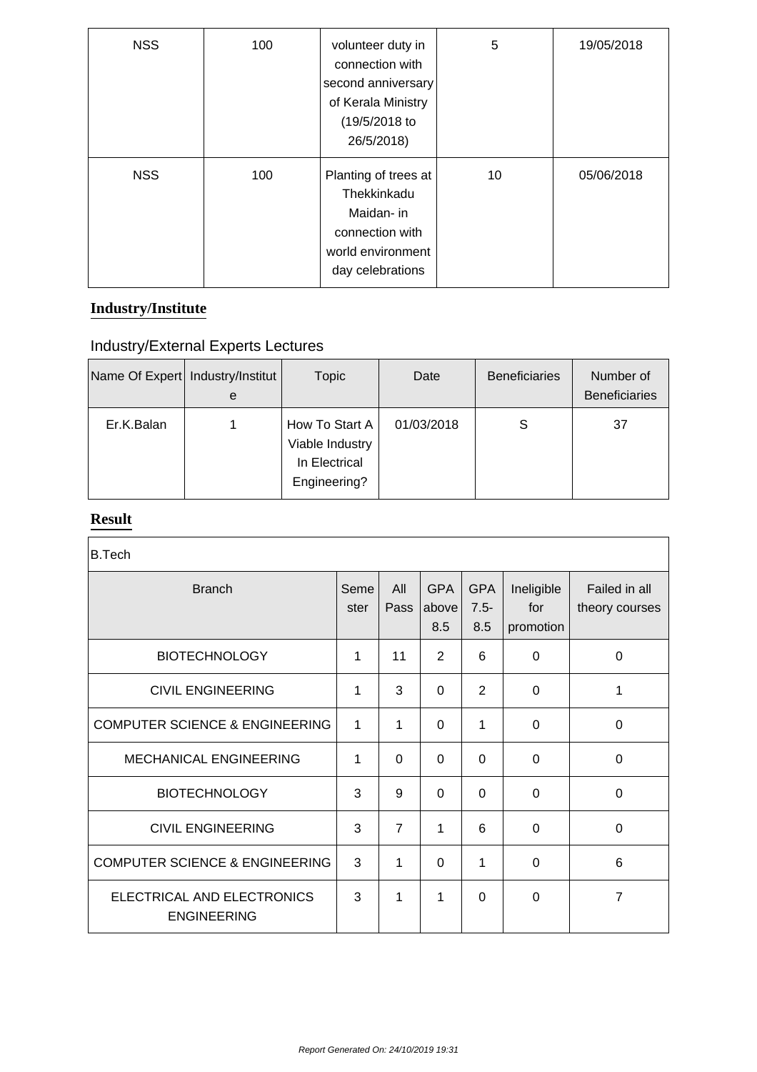| NSS | 100 | volunteer duty in connection with second anniversary of Kerala Ministry (19/5/2018 to 26/5/2018) | 5 | 19/05/2018 |
|---|---|---|---|---|
| NSS | 100 | Planting of trees at Thekkinkadu Maidan- in connection with world environment day celebrations | 10 | 05/06/2018 |

## Industry/Institute

### Industry/External Experts Lectures

| Name Of Expert | Industry/Institute | Topic | Date | Beneficiaries | Number of Beneficiaries |
|---|---|---|---|---|---|
| Er.K.Balan | 1 | How To Start A Viable Industry In Electrical Engineering? | 01/03/2018 | S | 37 |

## Result

| B.Tech | | | | | | |
|---|---|---|---|---|---|---|
| **Branch** | **Semester** | **All Pass** | **GPA above 8.5** | **GPA 7.5-8.5** | **Ineligible for promotion** | **Failed in all theory courses** |
| BIOTECHNOLOGY | 1 | 11 | 2 | 6 | 0 | 0 |
| CIVIL ENGINEERING | 1 | 3 | 0 | 2 | 0 | 1 |
| COMPUTER SCIENCE & ENGINEERING | 1 | 1 | 0 | 1 | 0 | 0 |
| MECHANICAL ENGINEERING | 1 | 0 | 0 | 0 | 0 | 0 |
| BIOTECHNOLOGY | 3 | 9 | 0 | 0 | 0 | 0 |
| CIVIL ENGINEERING | 3 | 7 | 1 | 6 | 0 | 0 |
| COMPUTER SCIENCE & ENGINEERING | 3 | 1 | 0 | 1 | 0 | 6 |
| ELECTRICAL AND ELECTRONICS ENGINEERING | 3 | 1 | 1 | 0 | 0 | 7 |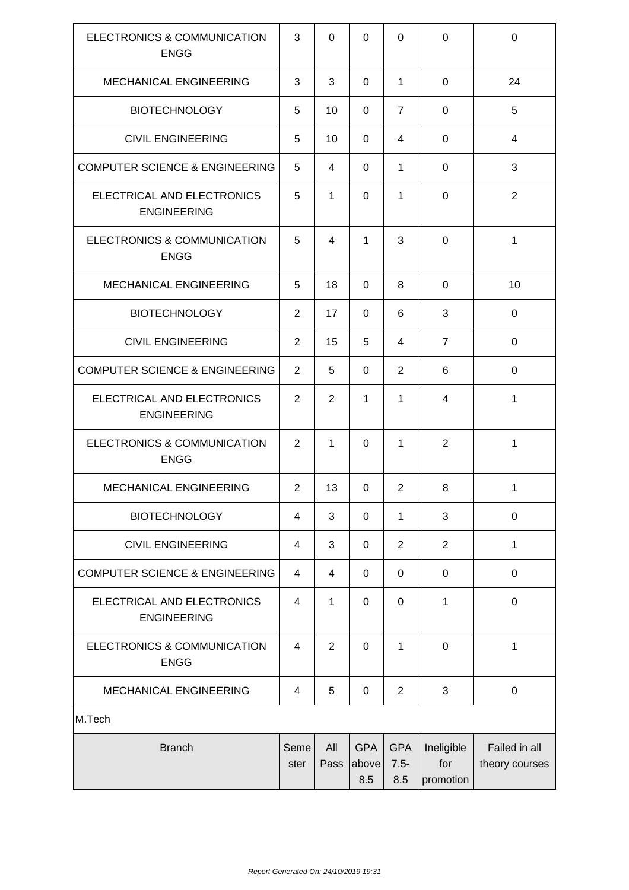| ELECTRONICS & COMMUNICATION ENGG | 3 | 0 | 0 | 0 | 0 | 0 |
|---|---|---|---|---|---|---|
| MECHANICAL ENGINEERING | 3 | 3 | 0 | 1 | 0 | 24 |
| BIOTECHNOLOGY | 5 | 10 | 0 | 7 | 0 | 5 |
| CIVIL ENGINEERING | 5 | 10 | 0 | 4 | 0 | 4 |
| COMPUTER SCIENCE & ENGINEERING | 5 | 4 | 0 | 1 | 0 | 3 |
| ELECTRICAL AND ELECTRONICS ENGINEERING | 5 | 1 | 0 | 1 | 0 | 2 |
| ELECTRONICS & COMMUNICATION ENGG | 5 | 4 | 1 | 3 | 0 | 1 |
| MECHANICAL ENGINEERING | 5 | 18 | 0 | 8 | 0 | 10 |
| BIOTECHNOLOGY | 2 | 17 | 0 | 6 | 3 | 0 |
| CIVIL ENGINEERING | 2 | 15 | 5 | 4 | 7 | 0 |
| COMPUTER SCIENCE & ENGINEERING | 2 | 5 | 0 | 2 | 6 | 0 |
| ELECTRICAL AND ELECTRONICS ENGINEERING | 2 | 2 | 1 | 1 | 4 | 1 |
| ELECTRONICS & COMMUNICATION ENGG | 2 | 1 | 0 | 1 | 2 | 1 |
| MECHANICAL ENGINEERING | 2 | 13 | 0 | 2 | 8 | 1 |
| BIOTECHNOLOGY | 4 | 3 | 0 | 1 | 3 | 0 |
| CIVIL ENGINEERING | 4 | 3 | 0 | 2 | 2 | 1 |
| COMPUTER SCIENCE & ENGINEERING | 4 | 4 | 0 | 0 | 0 | 0 |
| ELECTRICAL AND ELECTRONICS ENGINEERING | 4 | 1 | 0 | 0 | 1 | 0 |
| ELECTRONICS & COMMUNICATION ENGG | 4 | 2 | 0 | 1 | 0 | 1 |
| MECHANICAL ENGINEERING | 4 | 5 | 0 | 2 | 3 | 0 |

M.Tech

| Branch | Semester | All Pass | GPA above 8.5 | GPA 7.5-8.5 | Ineligible for promotion | Failed in all theory courses |
|---|---|---|---|---|---|---|

*Report Generated On: 24/10/2019 19:31*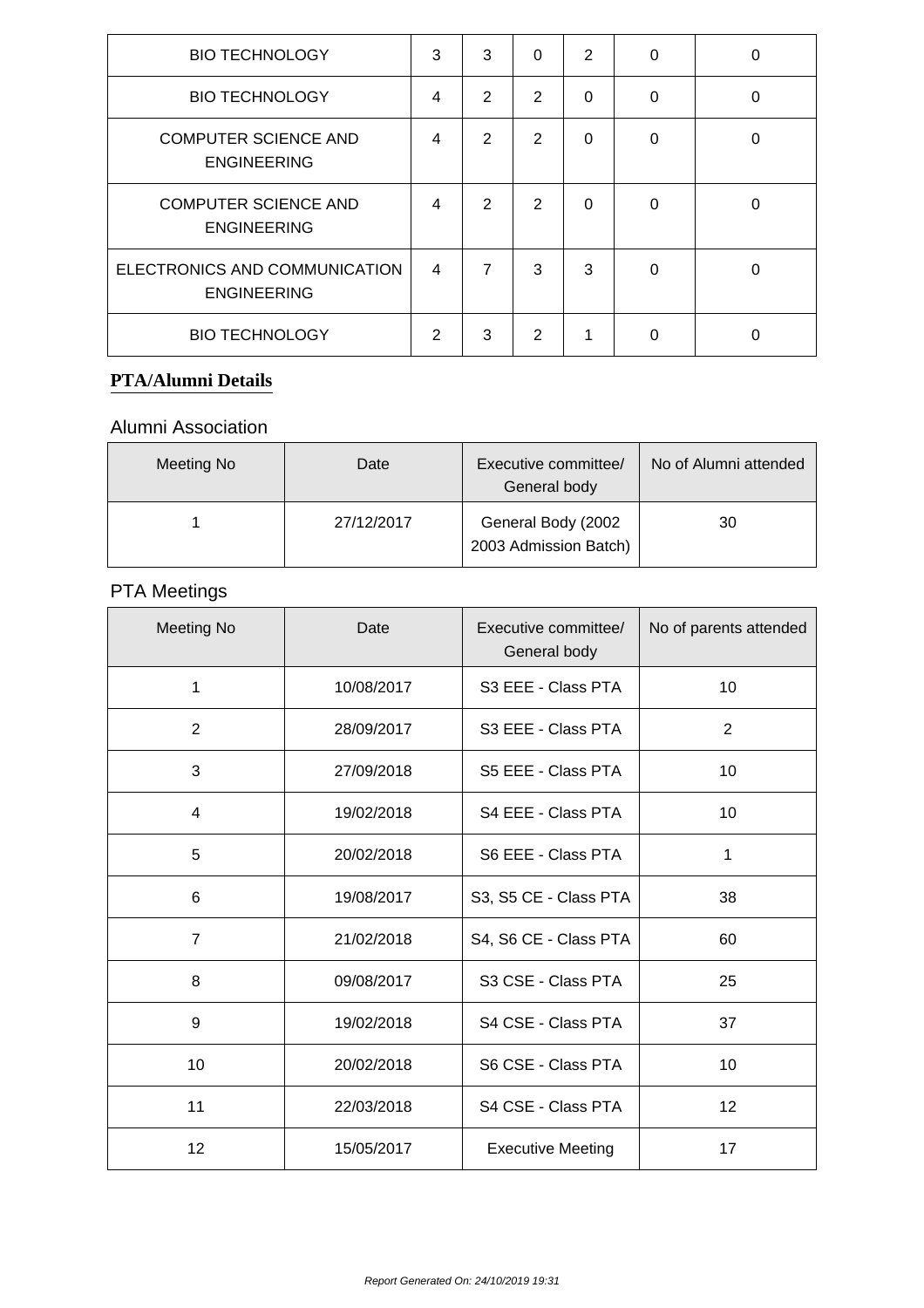| | | | | | | |
|---|---|---|---|---|---|---|
| BIO TECHNOLOGY | 3 | 3 | 0 | 2 | 0 | 0 |
| BIO TECHNOLOGY | 4 | 2 | 2 | 0 | 0 | 0 |
| COMPUTER SCIENCE AND ENGINEERING | 4 | 2 | 2 | 0 | 0 | 0 |
| COMPUTER SCIENCE AND ENGINEERING | 4 | 2 | 2 | 0 | 0 | 0 |
| ELECTRONICS AND COMMUNICATION ENGINEERING | 4 | 7 | 3 | 3 | 0 | 0 |
| BIO TECHNOLOGY | 2 | 3 | 2 | 1 | 0 | 0 |

**PTA/Alumni Details**

### Alumni Association

| Meeting No | Date | Executive committee/ General body | No of Alumni attended |
|---|---|---|---|
| 1 | 27/12/2017 | General Body (2002 2003 Admission Batch) | 30 |

### PTA Meetings

| Meeting No | Date | Executive committee/ General body | No of parents attended |
|---|---|---|---|
| 1 | 10/08/2017 | S3 EEE - Class PTA | 10 |
| 2 | 28/09/2017 | S3 EEE - Class PTA | 2 |
| 3 | 27/09/2018 | S5 EEE - Class PTA | 10 |
| 4 | 19/02/2018 | S4 EEE - Class PTA | 10 |
| 5 | 20/02/2018 | S6 EEE - Class PTA | 1 |
| 6 | 19/08/2017 | S3, S5 CE - Class PTA | 38 |
| 7 | 21/02/2018 | S4, S6 CE - Class PTA | 60 |
| 8 | 09/08/2017 | S3 CSE - Class PTA | 25 |
| 9 | 19/02/2018 | S4 CSE - Class PTA | 37 |
| 10 | 20/02/2018 | S6 CSE - Class PTA | 10 |
| 11 | 22/03/2018 | S4 CSE - Class PTA | 12 |
| 12 | 15/05/2017 | Executive Meeting | 17 |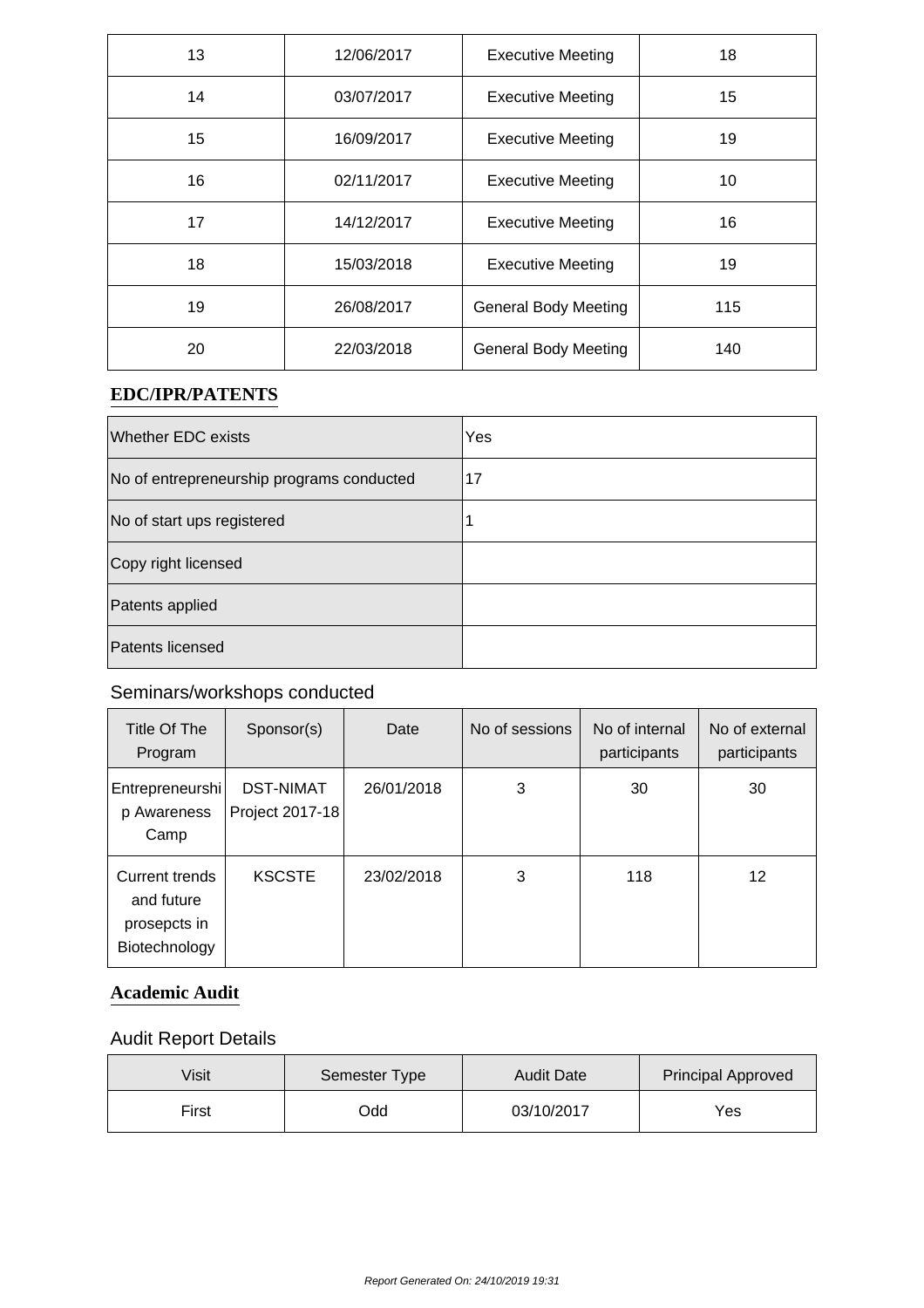| 13 | 12/06/2017 | Executive Meeting | 18 |
|---|---|---|---|
| 14 | 03/07/2017 | Executive Meeting | 15 |
| 15 | 16/09/2017 | Executive Meeting | 19 |
| 16 | 02/11/2017 | Executive Meeting | 10 |
| 17 | 14/12/2017 | Executive Meeting | 16 |
| 18 | 15/03/2018 | Executive Meeting | 19 |
| 19 | 26/08/2017 | General Body Meeting | 115 |
| 20 | 22/03/2018 | General Body Meeting | 140 |

## EDC/IPR/PATENTS

| Whether EDC exists | Yes |
|---|---|
| No of entrepreneurship programs conducted | 17 |
| No of start ups registered | 1 |
| Copy right licensed | |
| Patents applied | |
| Patents licensed | |

### Seminars/workshops conducted

| Title Of The Program | Sponsor(s) | Date | No of sessions | No of internal participants | No of external participants |
|---|---|---|---|---|---|
| Entrepreneurship Awareness Camp | DST-NIMAT Project 2017-18 | 26/01/2018 | 3 | 30 | 30 |
| Current trends and future prosepcts in Biotechnology | KSCSTE | 23/02/2018 | 3 | 118 | 12 |

## Academic Audit

### Audit Report Details

| Visit | Semester Type | Audit Date | Principal Approved |
|---|---|---|---|
| First | Odd | 03/10/2017 | Yes |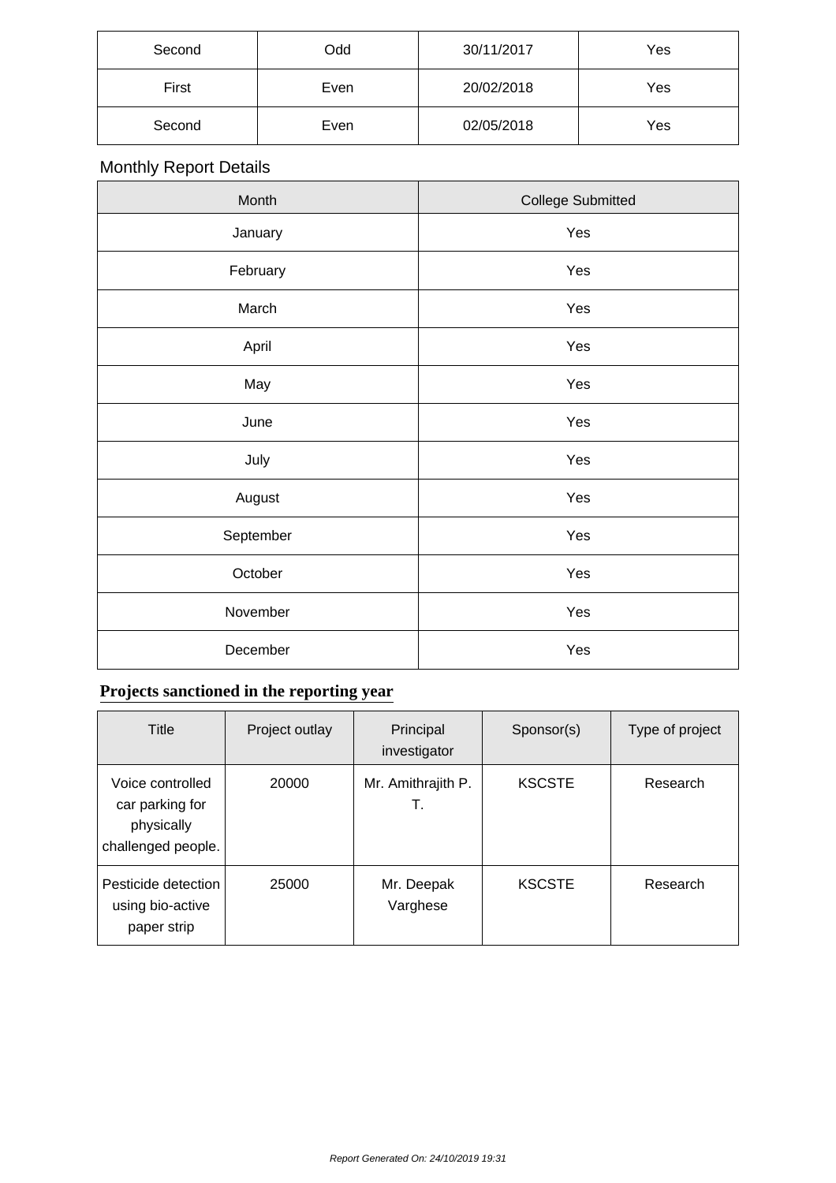| Second | Odd | 30/11/2017 | Yes |
|---|---|---|---|
| First | Even | 20/02/2018 | Yes |
| Second | Even | 02/05/2018 | Yes |

Monthly Report Details

| Month | College Submitted |
|---|---|
| January | Yes |
| February | Yes |
| March | Yes |
| April | Yes |
| May | Yes |
| June | Yes |
| July | Yes |
| August | Yes |
| September | Yes |
| October | Yes |
| November | Yes |
| December | Yes |

## Projects sanctioned in the reporting year

| Title | Project outlay | Principal investigator | Sponsor(s) | Type of project |
|---|---|---|---|---|
| Voice controlled car parking for physically challenged people. | 20000 | Mr. Amithrajith P. T. | KSCSTE | Research |
| Pesticide detection using bio-active paper strip | 25000 | Mr. Deepak Varghese | KSCSTE | Research |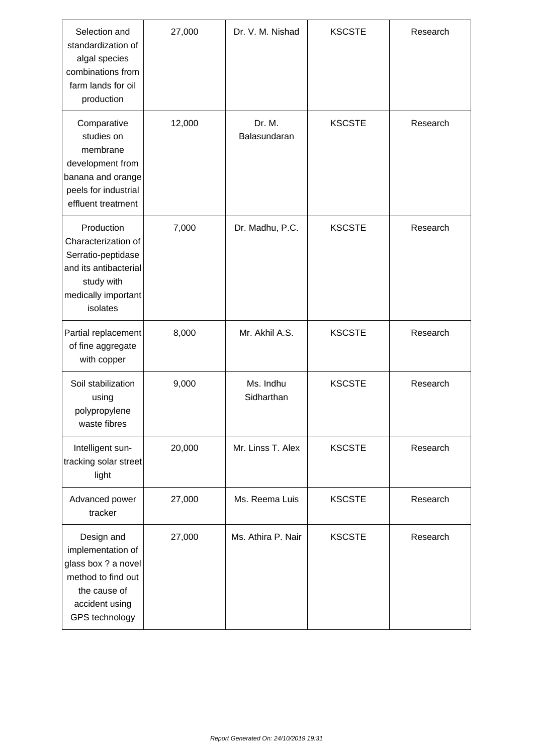| Selection and standardization of algal species combinations from farm lands for oil production | 27,000 | Dr. V. M. Nishad | KSCSTE | Research |
|---|---|---|---|---|
| Comparative studies on membrane development from banana and orange peels for industrial effluent treatment | 12,000 | Dr. M. Balasundaran | KSCSTE | Research |
| Production Characterization of Serratio-peptidase and its antibacterial study with medically important isolates | 7,000 | Dr. Madhu, P.C. | KSCSTE | Research |
| Partial replacement of fine aggregate with copper | 8,000 | Mr. Akhil A.S. | KSCSTE | Research |
| Soil stabilization using polypropylene waste fibres | 9,000 | Ms. Indhu Sidharthan | KSCSTE | Research |
| Intelligent sun-tracking solar street light | 20,000 | Mr. Linss T. Alex | KSCSTE | Research |
| Advanced power tracker | 27,000 | Ms. Reema Luis | KSCSTE | Research |
| Design and implementation of glass box ? a novel method to find out the cause of accident using GPS technology | 27,000 | Ms. Athira P. Nair | KSCSTE | Research |

*Report Generated On: 24/10/2019 19:31*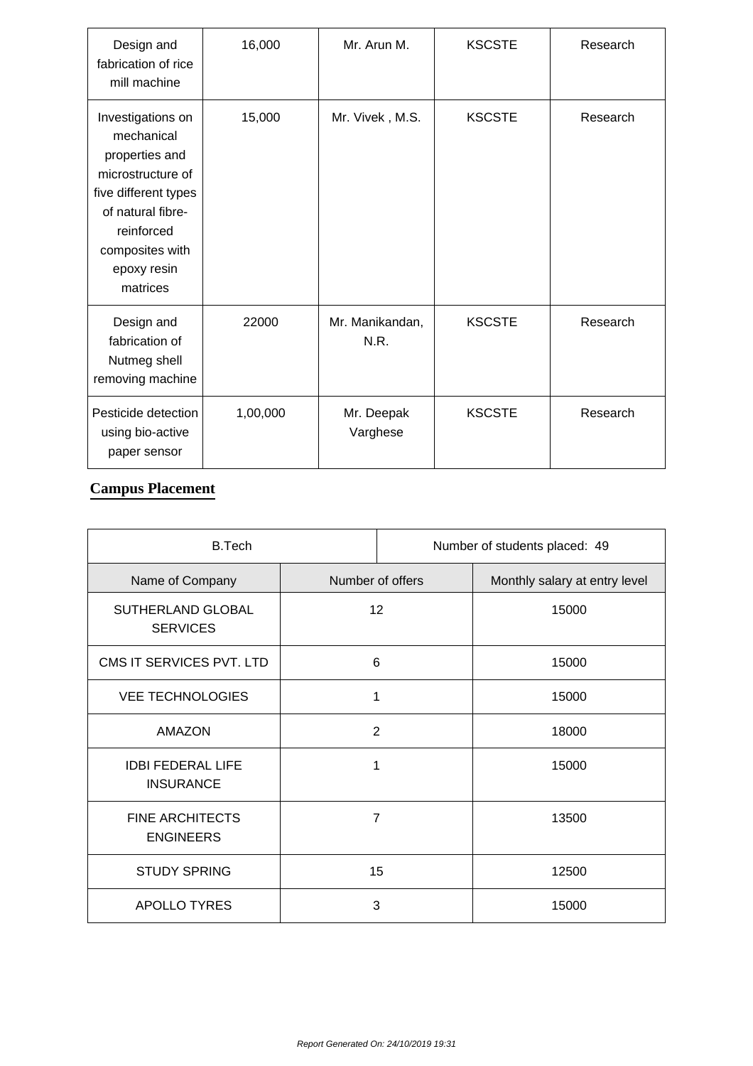| Design and fabrication of rice mill machine | 16,000 | Mr. Arun M. | KSCSTE | Research |
|---|---|---|---|---|
| Investigations on mechanical properties and microstructure of five different types of natural fibre-reinforced composites with epoxy resin matrices | 15,000 | Mr. Vivek , M.S. | KSCSTE | Research |
| Design and fabrication of Nutmeg shell removing machine | 22000 | Mr. Manikandan, N.R. | KSCSTE | Research |
| Pesticide detection using bio-active paper sensor | 1,00,000 | Mr. Deepak Varghese | KSCSTE | Research |

## Campus Placement

| B.Tech | Number of students placed: 49 | |
|---|---|---|
| Name of Company | Number of offers | Monthly salary at entry level |
| SUTHERLAND GLOBAL SERVICES | 12 | 15000 |
| CMS IT SERVICES PVT. LTD | 6 | 15000 |
| VEE TECHNOLOGIES | 1 | 15000 |
| AMAZON | 2 | 18000 |
| IDBI FEDERAL LIFE INSURANCE | 1 | 15000 |
| FINE ARCHITECTS ENGINEERS | 7 | 13500 |
| STUDY SPRING | 15 | 12500 |
| APOLLO TYRES | 3 | 15000 |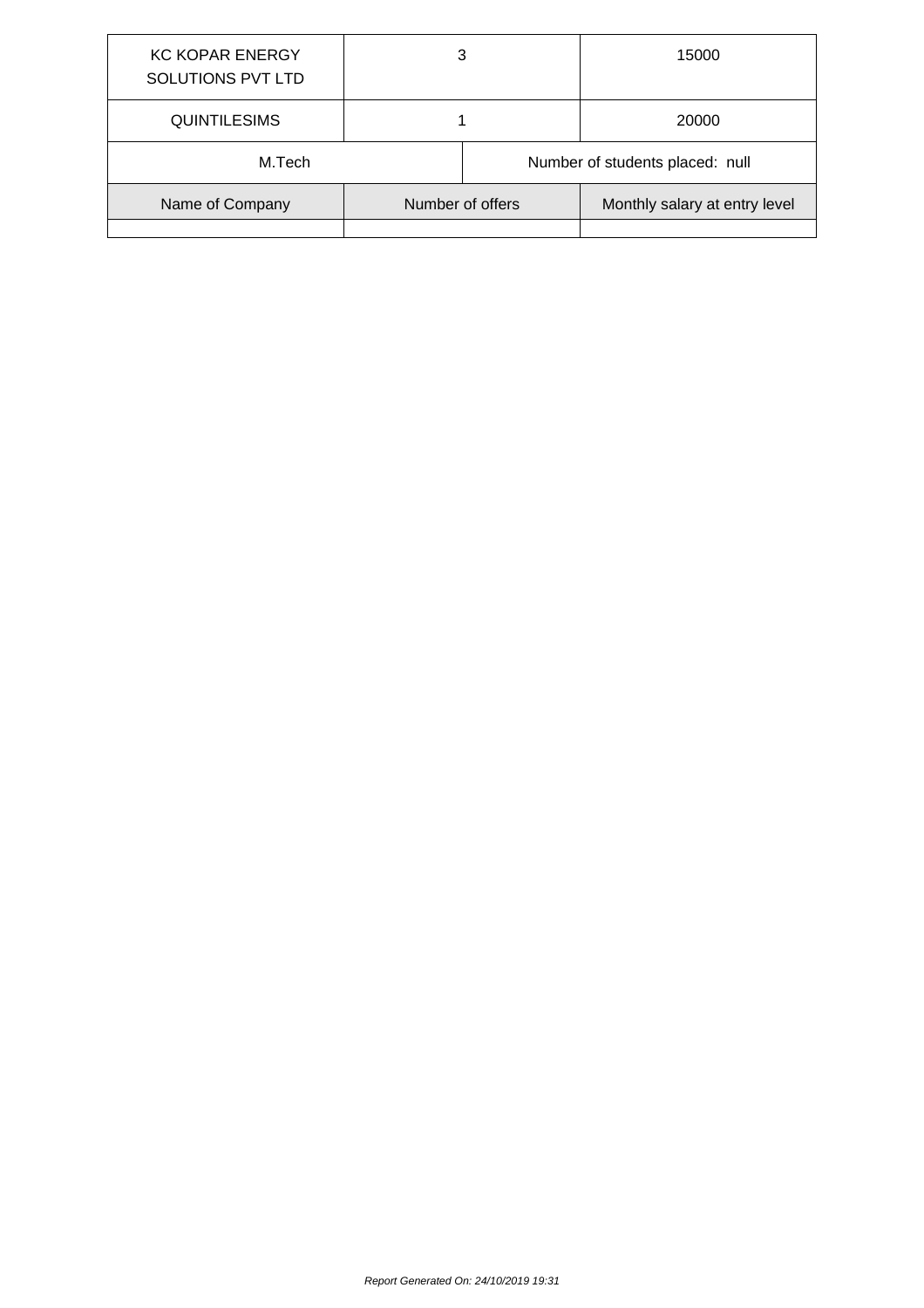| | | |
|---|---|---|
| KC KOPAR ENERGY SOLUTIONS PVT LTD | 3 | 15000 |
| QUINTILESIMS | 1 | 20000 |

| M.Tech | Number of students placed: null |
|---|---|

| Name of Company | Number of offers | Monthly salary at entry level |
|---|---|---|
| | | |

*Report Generated On: 24/10/2019 19:31*